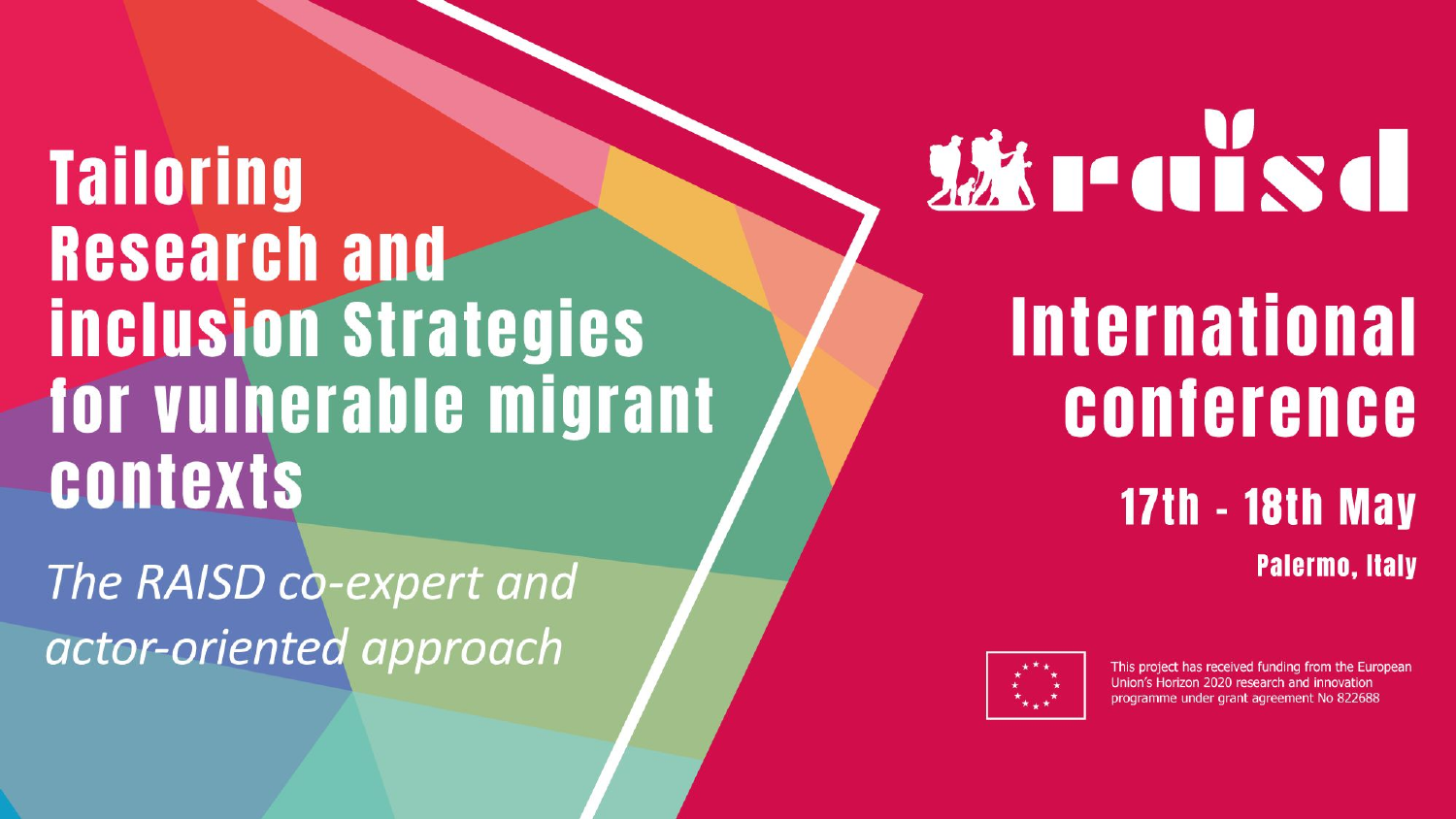# Tailoring Research and inclusion Strategies for vulnerable migrant contexts

*The RAISD co-expert and actor-oriented approach*

raisd

## International conference

**17th - 18th May**

**Palermo, Italy**

This project has received funding from the European Union's Horizon 2020 research and innovation programme under grant agreement No 822688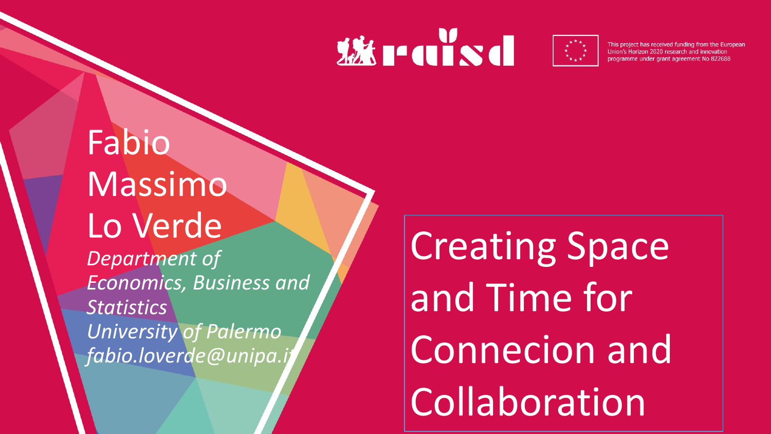This project has received funding from the European Union's Horizon 2020 research and innovation programme under grant agreement No 822688

# Creating Space and Time for Connecion and Collaboration

## Fabio Massimo Lo Verde

*Department of Economics, Business and Statistics*
*University of Palermo*
*fabio.loverde@unipa.it*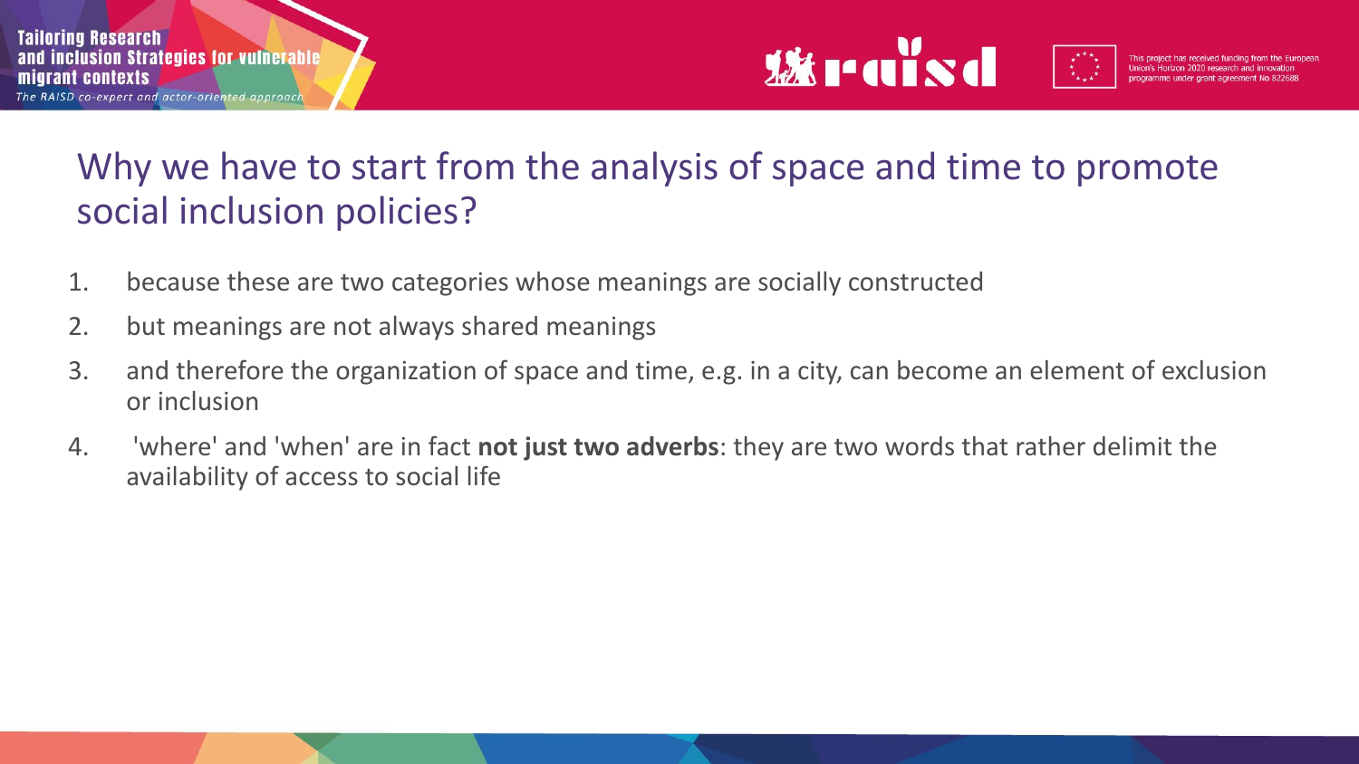# Why we have to start from the analysis of space and time to promote social inclusion policies?

1. because these are two categories whose meanings are socially constructed
2. but meanings are not always shared meanings
3. and therefore the organization of space and time, e.g. in a city, can become an element of exclusion or inclusion
4. 'where' and 'when' are in fact **not just two adverbs**: they are two words that rather delimit the availability of access to social life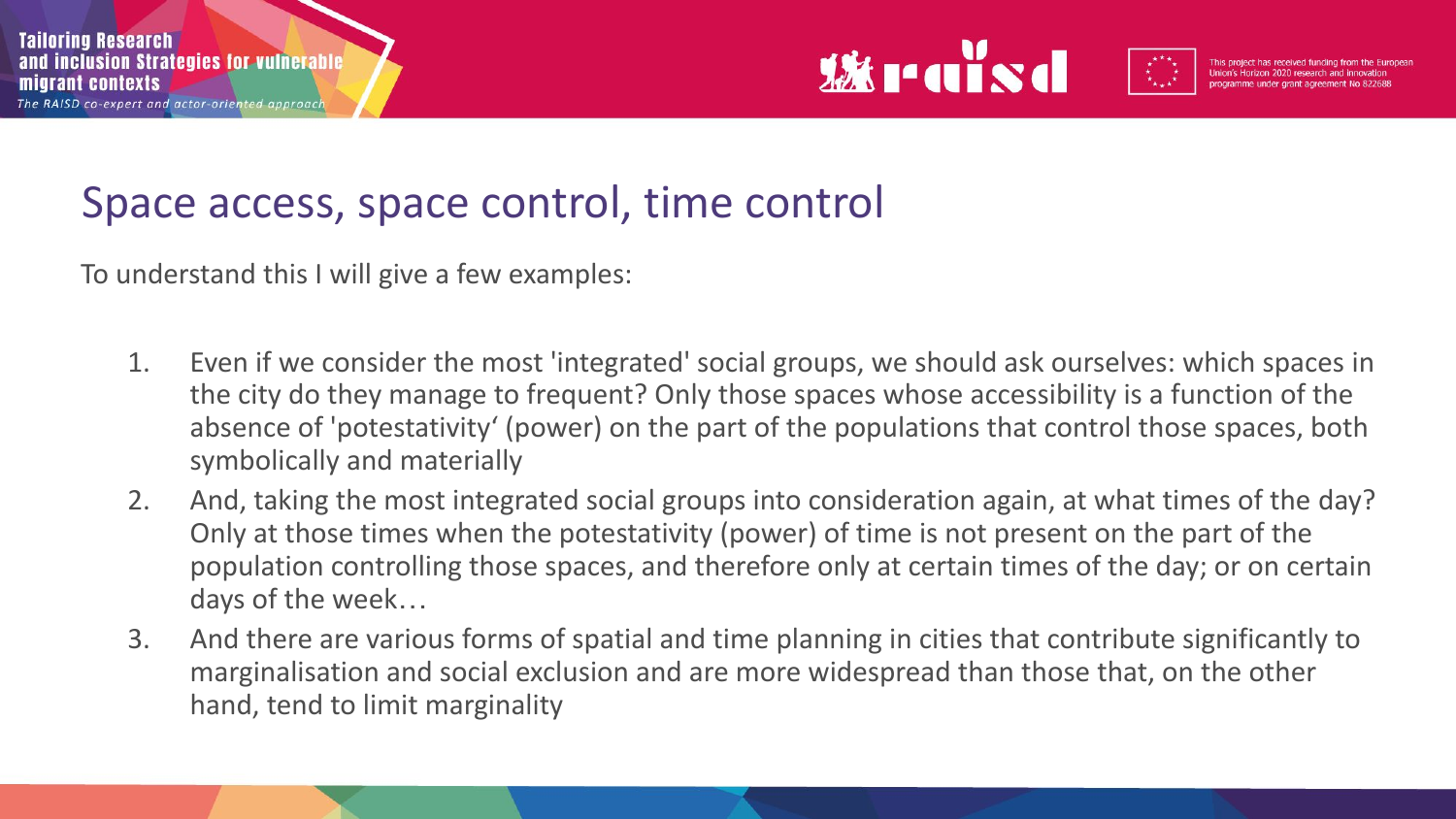# Space access, space control, time control

To understand this I will give a few examples:

1. Even if we consider the most 'integrated' social groups, we should ask ourselves: which spaces in the city do they manage to frequent? Only those spaces whose accessibility is a function of the absence of 'potestativity‘ (power) on the part of the populations that control those spaces, both symbolically and materially
2. And, taking the most integrated social groups into consideration again, at what times of the day? Only at those times when the potestativity (power) of time is not present on the part of the population controlling those spaces, and therefore only at certain times of the day; or on certain days of the week…
3. And there are various forms of spatial and time planning in cities that contribute significantly to marginalisation and social exclusion and are more widespread than those that, on the other hand, tend to limit marginality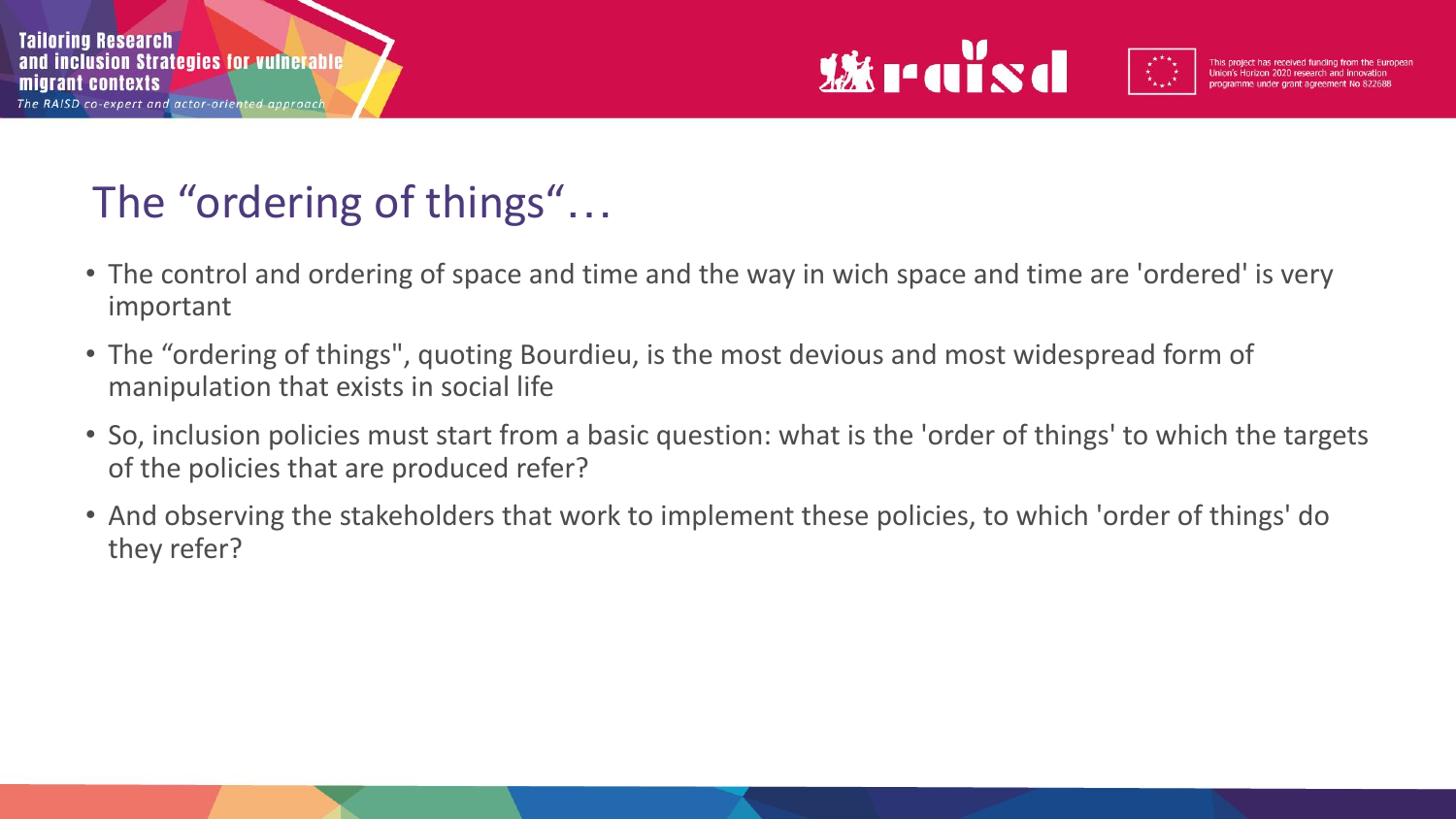# The "ordering of things"…

- The control and ordering of space and time and the way in wich space and time are 'ordered' is very important
- The "ordering of things", quoting Bourdieu, is the most devious and most widespread form of manipulation that exists in social life
- So, inclusion policies must start from a basic question: what is the 'order of things' to which the targets of the policies that are produced refer?
- And observing the stakeholders that work to implement these policies, to which 'order of things' do they refer?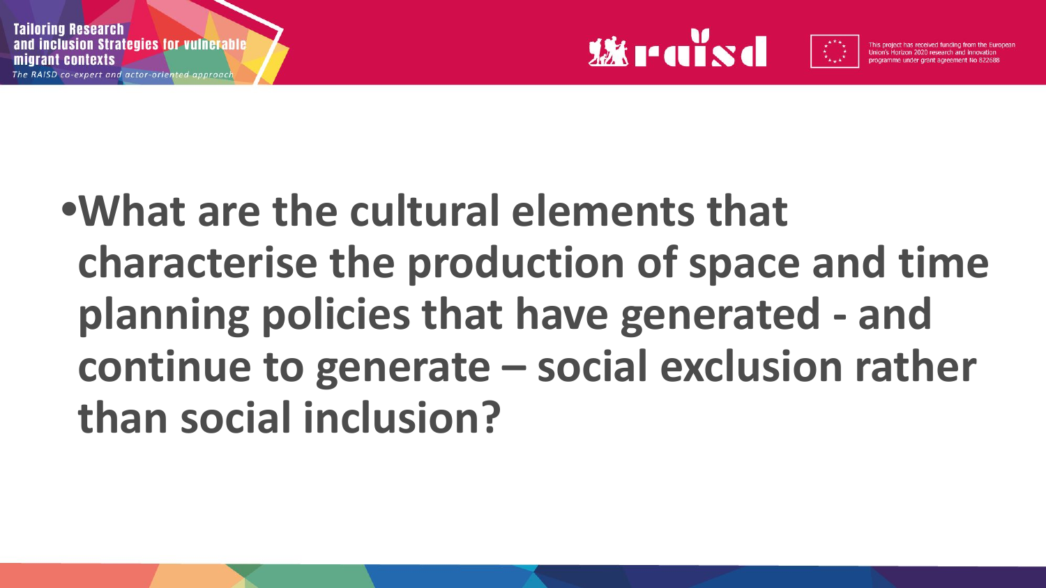- **What are the cultural elements that characterise the production of space and time planning policies that have generated - and continue to generate – social exclusion rather than social inclusion?**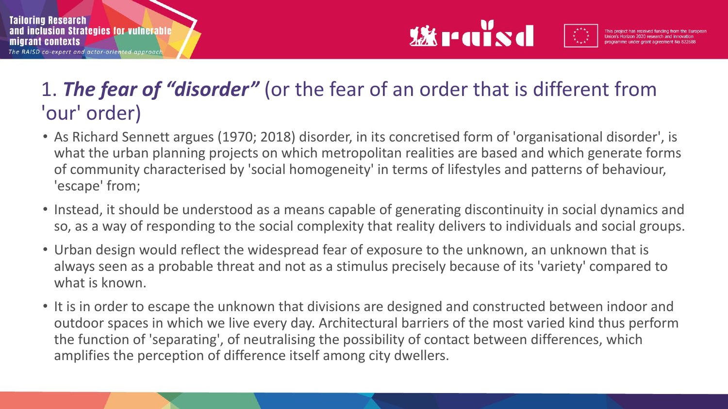## 1. ***The fear of "disorder"*** (or the fear of an order that is different from 'our' order)

- As Richard Sennett argues (1970; 2018) disorder, in its concretised form of 'organisational disorder', is what the urban planning projects on which metropolitan realities are based and which generate forms of community characterised by 'social homogeneity' in terms of lifestyles and patterns of behaviour, 'escape' from;
- Instead, it should be understood as a means capable of generating discontinuity in social dynamics and so, as a way of responding to the social complexity that reality delivers to individuals and social groups.
- Urban design would reflect the widespread fear of exposure to the unknown, an unknown that is always seen as a probable threat and not as a stimulus precisely because of its 'variety' compared to what is known.
- It is in order to escape the unknown that divisions are designed and constructed between indoor and outdoor spaces in which we live every day. Architectural barriers of the most varied kind thus perform the function of 'separating', of neutralising the possibility of contact between differences, which amplifies the perception of difference itself among city dwellers.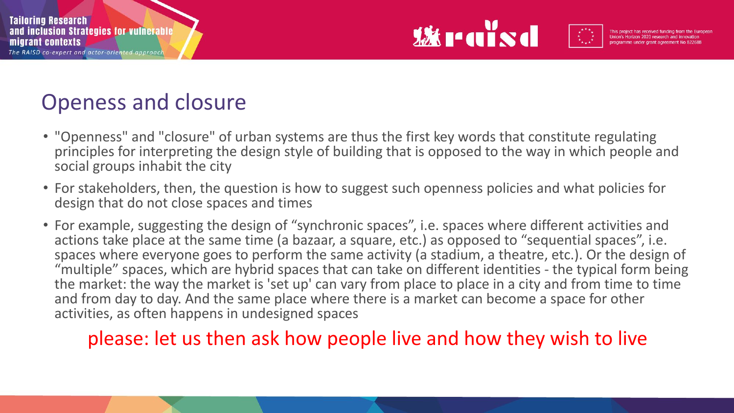# Openess and closure

- "Openness" and "closure" of urban systems are thus the first key words that constitute regulating principles for interpreting the design style of building that is opposed to the way in which people and social groups inhabit the city
- For stakeholders, then, the question is how to suggest such openness policies and what policies for design that do not close spaces and times
- For example, suggesting the design of "synchronic spaces", i.e. spaces where different activities and actions take place at the same time (a bazaar, a square, etc.) as opposed to "sequential spaces", i.e. spaces where everyone goes to perform the same activity (a stadium, a theatre, etc.). Or the design of "multiple" spaces, which are hybrid spaces that can take on different identities - the typical form being the market: the way the market is 'set up' can vary from place to place in a city and from time to time and from day to day. And the same place where there is a market can become a space for other activities, as often happens in undesigned spaces

please: let us then ask how people live and how they wish to live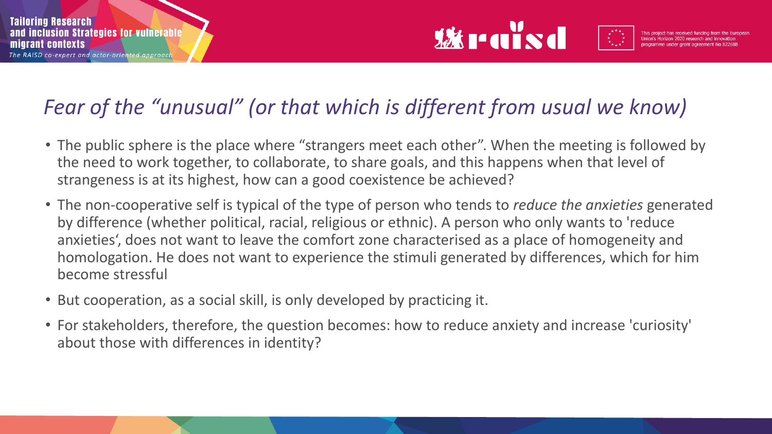# *Fear of the “unusual” (or that which is different from usual we know)*

- The public sphere is the place where “strangers meet each other”. When the meeting is followed by the need to work together, to collaborate, to share goals, and this happens when that level of strangeness is at its highest, how can a good coexistence be achieved?
- The non-cooperative self is typical of the type of person who tends to *reduce the anxieties* generated by difference (whether political, racial, religious or ethnic). A person who only wants to 'reduce anxieties', does not want to leave the comfort zone characterised as a place of homogeneity and homologation. He does not want to experience the stimuli generated by differences, which for him become stressful
- But cooperation, as a social skill, is only developed by practicing it.
- For stakeholders, therefore, the question becomes: how to reduce anxiety and increase 'curiosity' about those with differences in identity?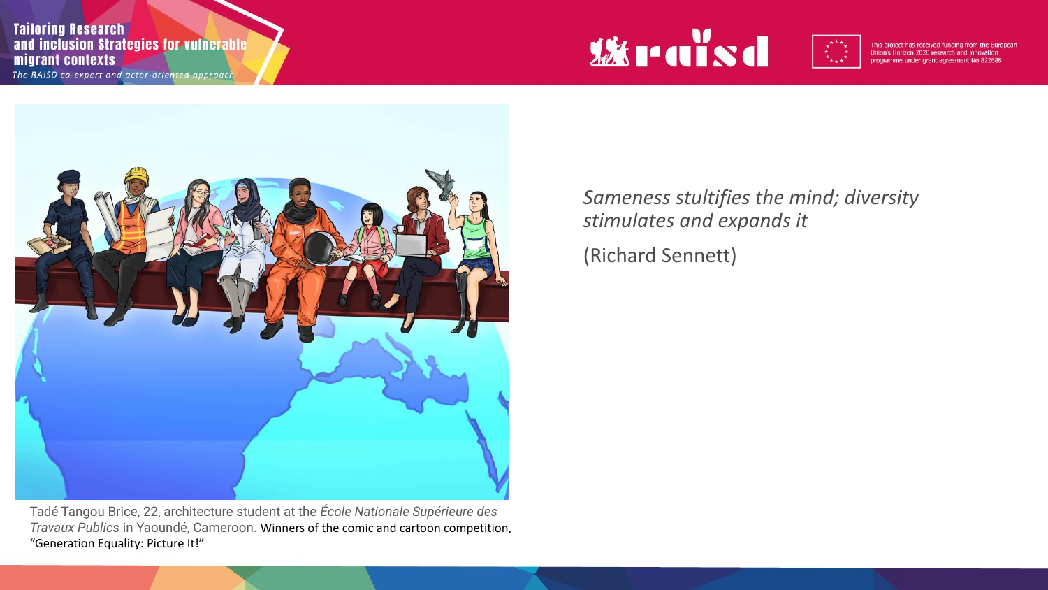*Sameness stultifies the mind; diversity stimulates and expands it*

(Richard Sennett)

Tadé Tangou Brice, 22, architecture student at the *École Nationale Supérieure des Travaux Publics* in Yaoundé, Cameroon. Winners of the comic and cartoon competition, "Generation Equality: Picture It!"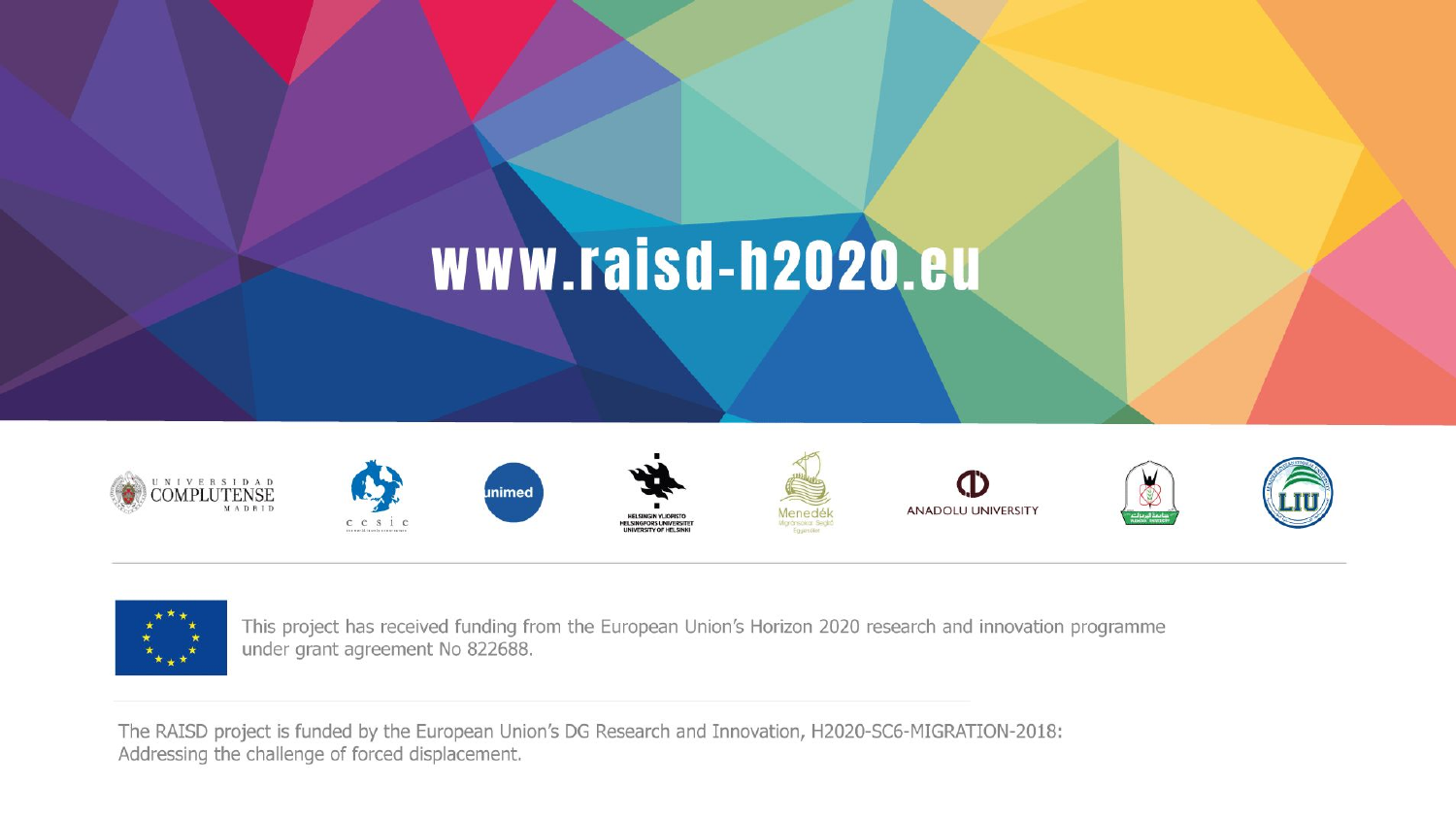www.raisd-h2020.eu

This project has received funding from the European Union's Horizon 2020 research and innovation programme under grant agreement No 822688.

The RAISD project is funded by the European Union's DG Research and Innovation, H2020-SC6-MIGRATION-2018: Addressing the challenge of forced displacement.